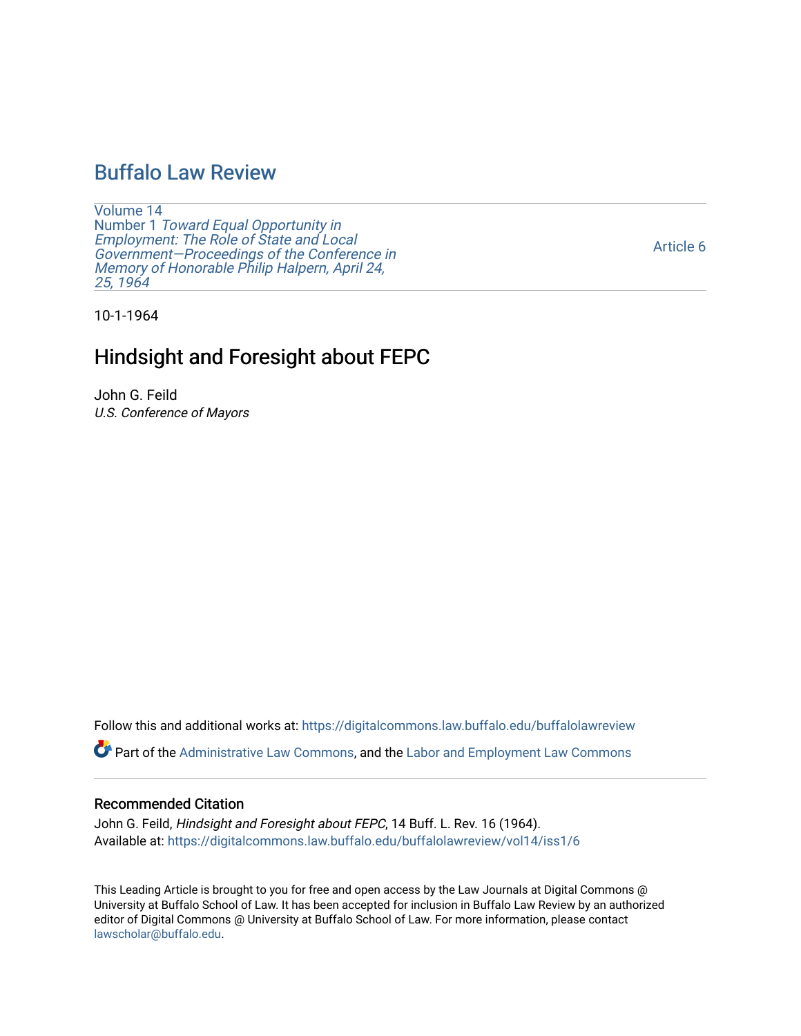# Buffalo Law Review

Volume 14
Number 1 *Toward Equal Opportunity in Employment: The Role of State and Local Government—Proceedings of the Conference in Memory of Honorable Philip Halpern, April 24, 25, 1964*

Article 6

10-1-1964

## Hindsight and Foresight about FEPC

John G. Feild
*U.S. Conference of Mayors*

Follow this and additional works at: https://digitalcommons.law.buffalo.edu/buffalolawreview

Part of the Administrative Law Commons, and the Labor and Employment Law Commons

### Recommended Citation

John G. Feild, *Hindsight and Foresight about FEPC*, 14 Buff. L. Rev. 16 (1964).
Available at: https://digitalcommons.law.buffalo.edu/buffalolawreview/vol14/iss1/6

This Leading Article is brought to you for free and open access by the Law Journals at Digital Commons @ University at Buffalo School of Law. It has been accepted for inclusion in Buffalo Law Review by an authorized editor of Digital Commons @ University at Buffalo School of Law. For more information, please contact lawscholar@buffalo.edu.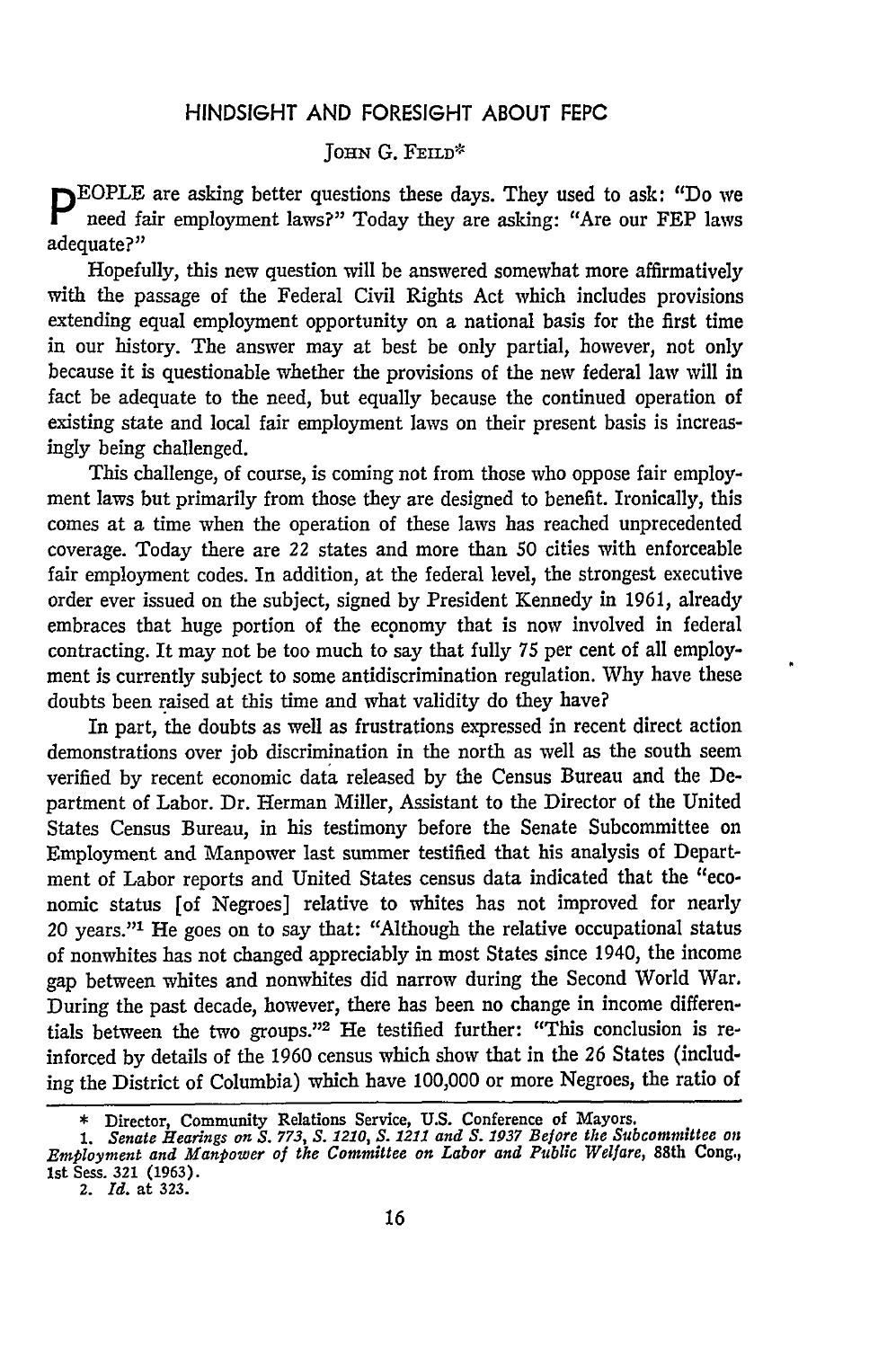# HINDSIGHT AND FORESIGHT ABOUT FEPC

JOHN G. FEILD*

PEOPLE are asking better questions these days. They used to ask: "Do we need fair employment laws?" Today they are asking: "Are our FEP laws adequate?"

Hopefully, this new question will be answered somewhat more affirmatively with the passage of the Federal Civil Rights Act which includes provisions extending equal employment opportunity on a national basis for the first time in our history. The answer may at best be only partial, however, not only because it is questionable whether the provisions of the new federal law will in fact be adequate to the need, but equally because the continued operation of existing state and local fair employment laws on their present basis is increasingly being challenged.

This challenge, of course, is coming not from those who oppose fair employment laws but primarily from those they are designed to benefit. Ironically, this comes at a time when the operation of these laws has reached unprecedented coverage. Today there are 22 states and more than 50 cities with enforceable fair employment codes. In addition, at the federal level, the strongest executive order ever issued on the subject, signed by President Kennedy in 1961, already embraces that huge portion of the economy that is now involved in federal contracting. It may not be too much to say that fully 75 per cent of all employment is currently subject to some antidiscrimination regulation. Why have these doubts been raised at this time and what validity do they have?

In part, the doubts as well as frustrations expressed in recent direct action demonstrations over job discrimination in the north as well as the south seem verified by recent economic data released by the Census Bureau and the Department of Labor. Dr. Herman Miller, Assistant to the Director of the United States Census Bureau, in his testimony before the Senate Subcommittee on Employment and Manpower last summer testified that his analysis of Department of Labor reports and United States census data indicated that the "economic status [of Negroes] relative to whites has not improved for nearly 20 years."[1] He goes on to say that: "Although the relative occupational status of nonwhites has not changed appreciably in most States since 1940, the income gap between whites and nonwhites did narrow during the Second World War. During the past decade, however, there has been no change in income differentials between the two groups."[2] He testified further: "This conclusion is reinforced by details of the 1960 census which show that in the 26 States (including the District of Columbia) which have 100,000 or more Negroes, the ratio of

---

\* Director, Community Relations Service, U.S. Conference of Mayors.

1. *Senate Hearings on S. 773, S. 1210, S. 1211 and S. 1937 Before the Subcommittee on Employment and Manpower of the Committee on Labor and Public Welfare*, 88th Cong., 1st Sess. 321 (1963).

2. *Id.* at 323.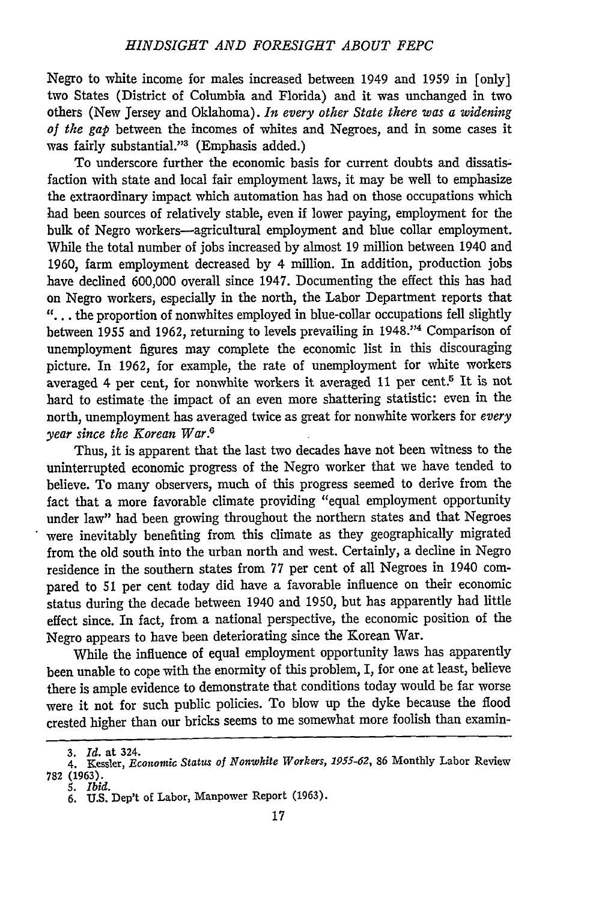Negro to white income for males increased between 1949 and 1959 in [only] two States (District of Columbia and Florida) and it was unchanged in two others (New Jersey and Oklahoma). *In every other State there was a widening of the gap* between the incomes of whites and Negroes, and in some cases it was fairly substantial."[3] (Emphasis added.)

To underscore further the economic basis for current doubts and dissatisfaction with state and local fair employment laws, it may be well to emphasize the extraordinary impact which automation has had on those occupations which had been sources of relatively stable, even if lower paying, employment for the bulk of Negro workers—agricultural employment and blue collar employment. While the total number of jobs increased by almost 19 million between 1940 and 1960, farm employment decreased by 4 million. In addition, production jobs have declined 600,000 overall since 1947. Documenting the effect this has had on Negro workers, especially in the north, the Labor Department reports that "... the proportion of nonwhites employed in blue-collar occupations fell slightly between 1955 and 1962, returning to levels prevailing in 1948."[4] Comparison of unemployment figures may complete the economic list in this discouraging picture. In 1962, for example, the rate of unemployment for white workers averaged 4 per cent, for nonwhite workers it averaged 11 per cent.[5] It is not hard to estimate the impact of an even more shattering statistic: even in the north, unemployment has averaged twice as great for nonwhite workers for *every year since the Korean War*.[6]

Thus, it is apparent that the last two decades have not been witness to the uninterrupted economic progress of the Negro worker that we have tended to believe. To many observers, much of this progress seemed to derive from the fact that a more favorable climate providing "equal employment opportunity under law" had been growing throughout the northern states and that Negroes were inevitably benefiting from this climate as they geographically migrated from the old south into the urban north and west. Certainly, a decline in Negro residence in the southern states from 77 per cent of all Negroes in 1940 compared to 51 per cent today did have a favorable influence on their economic status during the decade between 1940 and 1950, but has apparently had little effect since. In fact, from a national perspective, the economic position of the Negro appears to have been deteriorating since the Korean War.

While the influence of equal employment opportunity laws has apparently been unable to cope with the enormity of this problem, I, for one at least, believe there is ample evidence to demonstrate that conditions today would be far worse were it not for such public policies. To blow up the dyke because the flood crested higher than our bricks seems to me somewhat more foolish than examin-

---

3. *Id.* at 324.
4. Kessler, *Economic Status of Nonwhite Workers, 1955-62*, 86 Monthly Labor Review 782 (1963).
5. *Ibid.*
6. U.S. Dep't of Labor, Manpower Report (1963).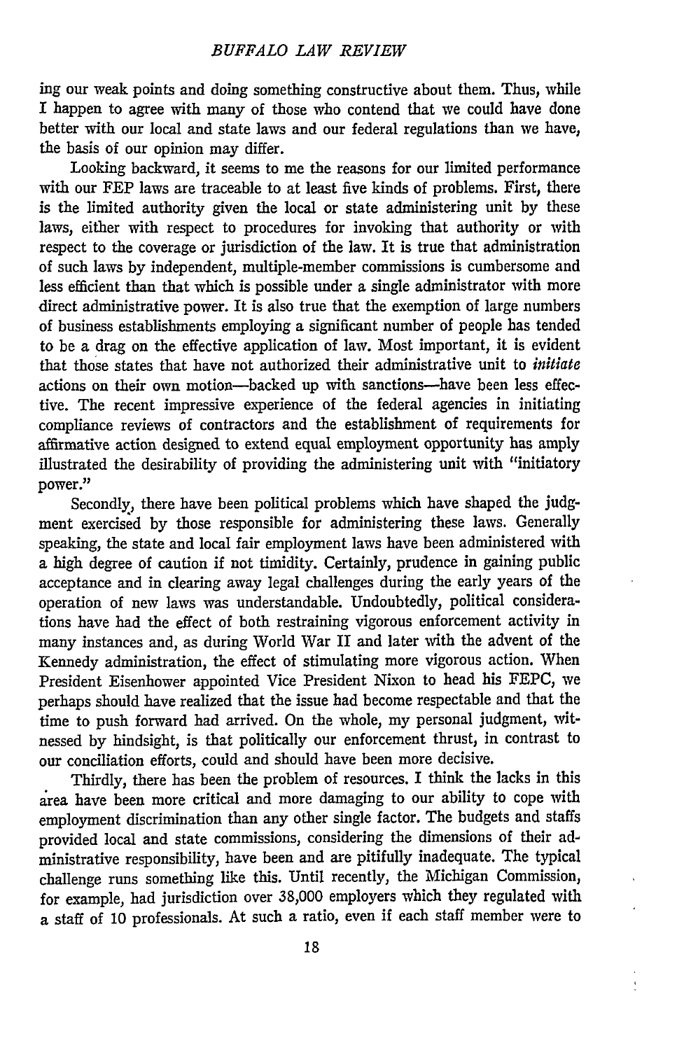ing our weak points and doing something constructive about them. Thus, while I happen to agree with many of those who contend that we could have done better with our local and state laws and our federal regulations than we have, the basis of our opinion may differ.

Looking backward, it seems to me the reasons for our limited performance with our FEP laws are traceable to at least five kinds of problems. First, there is the limited authority given the local or state administering unit by these laws, either with respect to procedures for invoking that authority or with respect to the coverage or jurisdiction of the law. It is true that administration of such laws by independent, multiple-member commissions is cumbersome and less efficient than that which is possible under a single administrator with more direct administrative power. It is also true that the exemption of large numbers of business establishments employing a significant number of people has tended to be a drag on the effective application of law. Most important, it is evident that those states that have not authorized their administrative unit to *initiate* actions on their own motion—backed up with sanctions—have been less effective. The recent impressive experience of the federal agencies in initiating compliance reviews of contractors and the establishment of requirements for affirmative action designed to extend equal employment opportunity has amply illustrated the desirability of providing the administering unit with "initiatory power."

Secondly, there have been political problems which have shaped the judgment exercised by those responsible for administering these laws. Generally speaking, the state and local fair employment laws have been administered with a high degree of caution if not timidity. Certainly, prudence in gaining public acceptance and in clearing away legal challenges during the early years of the operation of new laws was understandable. Undoubtedly, political considerations have had the effect of both restraining vigorous enforcement activity in many instances and, as during World War II and later with the advent of the Kennedy administration, the effect of stimulating more vigorous action. When President Eisenhower appointed Vice President Nixon to head his FEPC, we perhaps should have realized that the issue had become respectable and that the time to push forward had arrived. On the whole, my personal judgment, witnessed by hindsight, is that politically our enforcement thrust, in contrast to our conciliation efforts, could and should have been more decisive.

Thirdly, there has been the problem of resources. I think the lacks in this area have been more critical and more damaging to our ability to cope with employment discrimination than any other single factor. The budgets and staffs provided local and state commissions, considering the dimensions of their administrative responsibility, have been and are pitifully inadequate. The typical challenge runs something like this. Until recently, the Michigan Commission, for example, had jurisdiction over 38,000 employers which they regulated with a staff of 10 professionals. At such a ratio, even if each staff member were to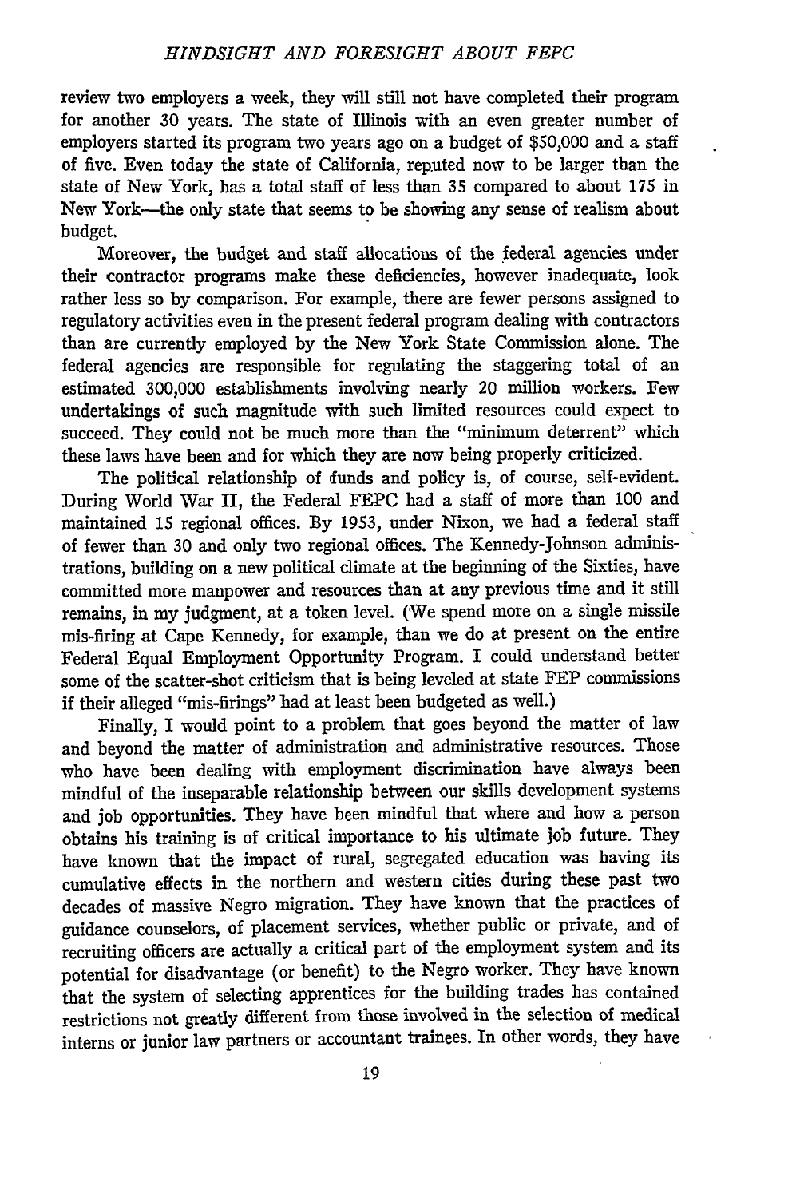review two employers a week, they will still not have completed their program for another 30 years. The state of Illinois with an even greater number of employers started its program two years ago on a budget of $50,000 and a staff of five. Even today the state of California, reputed now to be larger than the state of New York, has a total staff of less than 35 compared to about 175 in New York—the only state that seems to be showing any sense of realism about budget.

Moreover, the budget and staff allocations of the federal agencies under their contractor programs make these deficiencies, however inadequate, look rather less so by comparison. For example, there are fewer persons assigned to regulatory activities even in the present federal program dealing with contractors than are currently employed by the New York State Commission alone. The federal agencies are responsible for regulating the staggering total of an estimated 300,000 establishments involving nearly 20 million workers. Few undertakings of such magnitude with such limited resources could expect to succeed. They could not be much more than the "minimum deterrent" which these laws have been and for which they are now being properly criticized.

The political relationship of funds and policy is, of course, self-evident. During World War II, the Federal FEPC had a staff of more than 100 and maintained 15 regional offices. By 1953, under Nixon, we had a federal staff of fewer than 30 and only two regional offices. The Kennedy-Johnson administrations, building on a new political climate at the beginning of the Sixties, have committed more manpower and resources than at any previous time and it still remains, in my judgment, at a token level. (We spend more on a single missile mis-firing at Cape Kennedy, for example, than we do at present on the entire Federal Equal Employment Opportunity Program. I could understand better some of the scatter-shot criticism that is being leveled at state FEP commissions if their alleged "mis-firings" had at least been budgeted as well.)

Finally, I would point to a problem that goes beyond the matter of law and beyond the matter of administration and administrative resources. Those who have been dealing with employment discrimination have always been mindful of the inseparable relationship between our skills development systems and job opportunities. They have been mindful that where and how a person obtains his training is of critical importance to his ultimate job future. They have known that the impact of rural, segregated education was having its cumulative effects in the northern and western cities during these past two decades of massive Negro migration. They have known that the practices of guidance counselors, of placement services, whether public or private, and of recruiting officers are actually a critical part of the employment system and its potential for disadvantage (or benefit) to the Negro worker. They have known that the system of selecting apprentices for the building trades has contained restrictions not greatly different from those involved in the selection of medical interns or junior law partners or accountant trainees. In other words, they have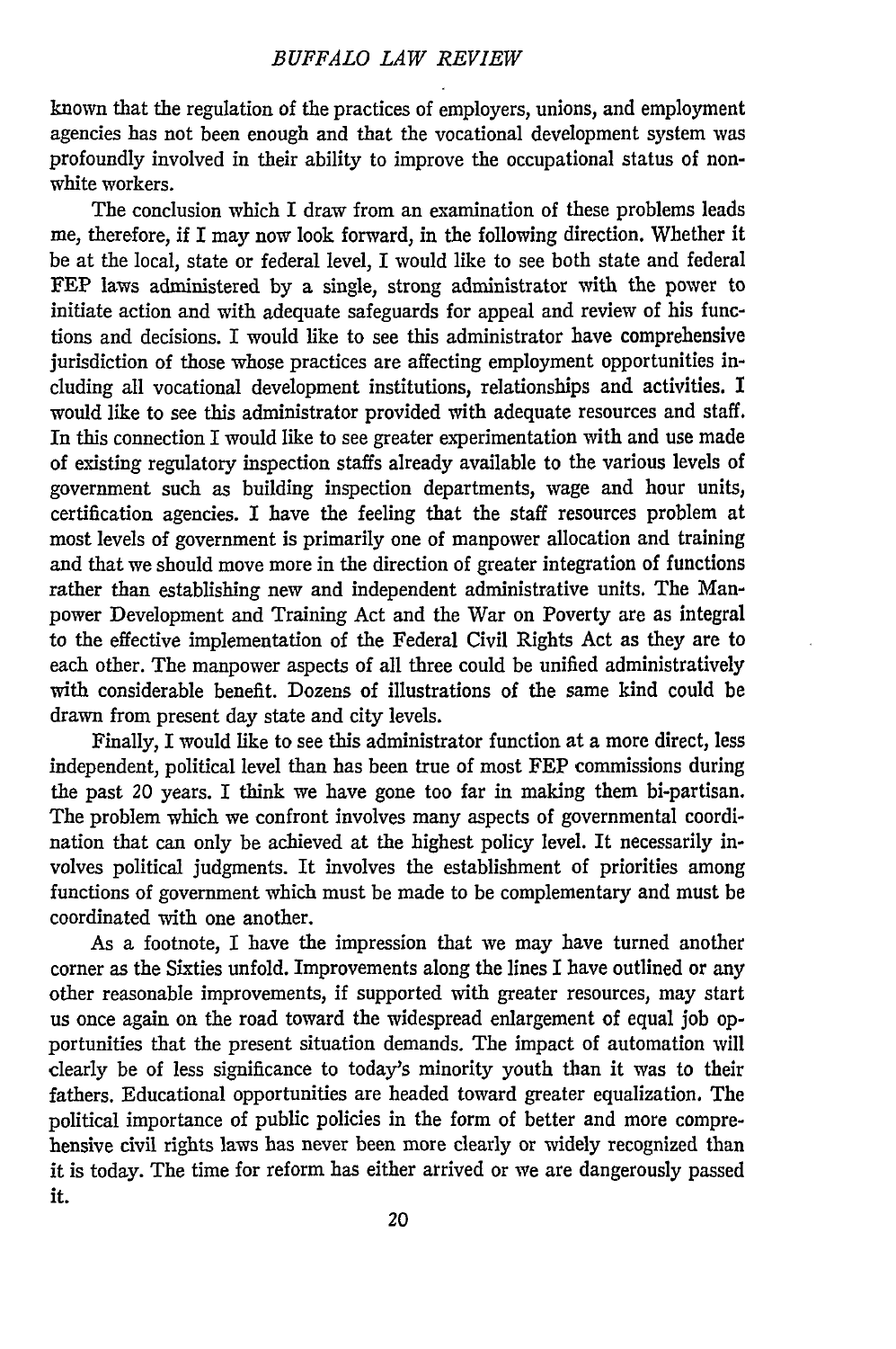known that the regulation of the practices of employers, unions, and employment agencies has not been enough and that the vocational development system was profoundly involved in their ability to improve the occupational status of non-white workers.

The conclusion which I draw from an examination of these problems leads me, therefore, if I may now look forward, in the following direction. Whether it be at the local, state or federal level, I would like to see both state and federal FEP laws administered by a single, strong administrator with the power to initiate action and with adequate safeguards for appeal and review of his functions and decisions. I would like to see this administrator have comprehensive jurisdiction of those whose practices are affecting employment opportunities including all vocational development institutions, relationships and activities. I would like to see this administrator provided with adequate resources and staff. In this connection I would like to see greater experimentation with and use made of existing regulatory inspection staffs already available to the various levels of government such as building inspection departments, wage and hour units, certification agencies. I have the feeling that the staff resources problem at most levels of government is primarily one of manpower allocation and training and that we should move more in the direction of greater integration of functions rather than establishing new and independent administrative units. The Manpower Development and Training Act and the War on Poverty are as integral to the effective implementation of the Federal Civil Rights Act as they are to each other. The manpower aspects of all three could be unified administratively with considerable benefit. Dozens of illustrations of the same kind could be drawn from present day state and city levels.

Finally, I would like to see this administrator function at a more direct, less independent, political level than has been true of most FEP commissions during the past 20 years. I think we have gone too far in making them bi-partisan. The problem which we confront involves many aspects of governmental coordination that can only be achieved at the highest policy level. It necessarily involves political judgments. It involves the establishment of priorities among functions of government which must be made to be complementary and must be coordinated with one another.

As a footnote, I have the impression that we may have turned another corner as the Sixties unfold. Improvements along the lines I have outlined or any other reasonable improvements, if supported with greater resources, may start us once again on the road toward the widespread enlargement of equal job opportunities that the present situation demands. The impact of automation will clearly be of less significance to today's minority youth than it was to their fathers. Educational opportunities are headed toward greater equalization. The political importance of public policies in the form of better and more comprehensive civil rights laws has never been more clearly or widely recognized than it is today. The time for reform has either arrived or we are dangerously passed it.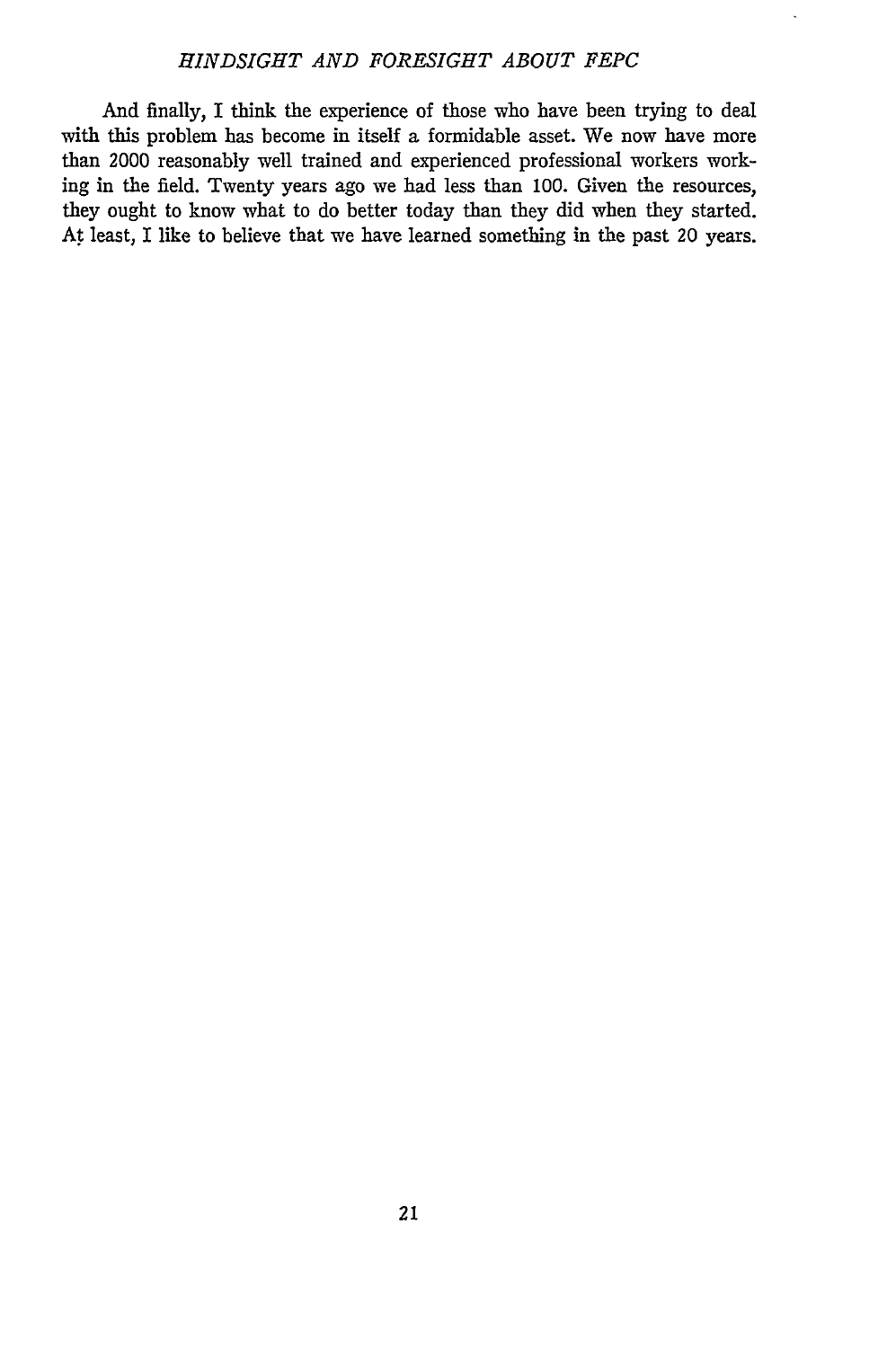And finally, I think the experience of those who have been trying to deal with this problem has become in itself a formidable asset. We now have more than 2000 reasonably well trained and experienced professional workers working in the field. Twenty years ago we had less than 100. Given the resources, they ought to know what to do better today than they did when they started. At least, I like to believe that we have learned something in the past 20 years.